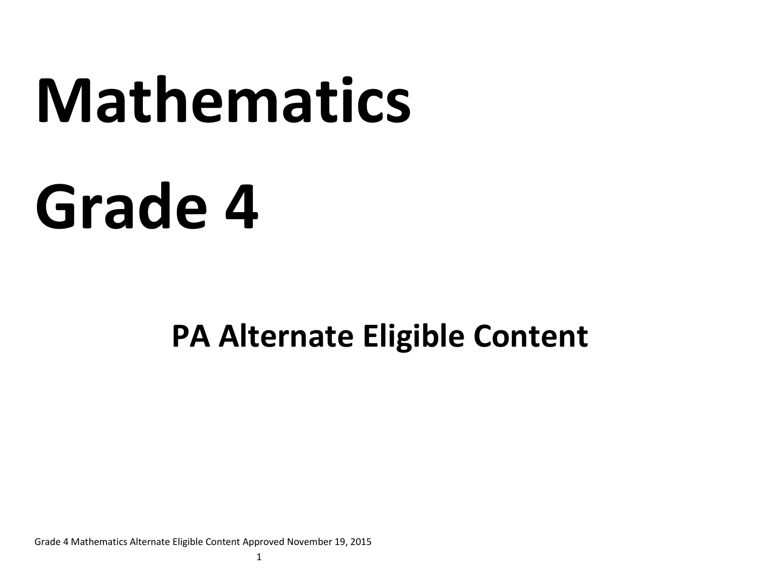# Mathematics

# Grade 4

## PA Alternate Eligible Content

Grade 4 Mathematics Alternate Eligible Content Approved November 19, 2015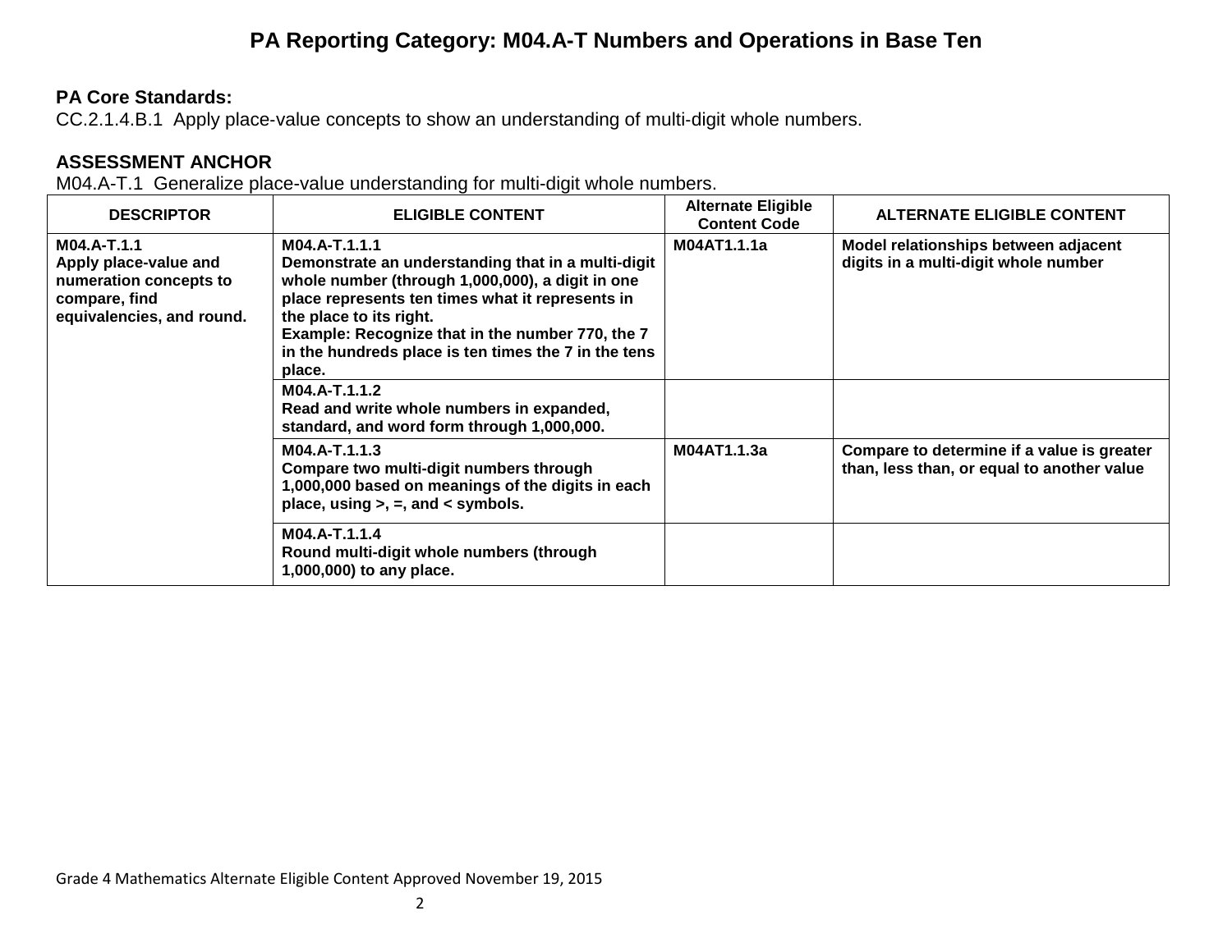# PA Reporting Category: M04.A-T Numbers and Operations in Base Ten

**PA Core Standards:**
CC.2.1.4.B.1 Apply place-value concepts to show an understanding of multi-digit whole numbers.

**ASSESSMENT ANCHOR**
M04.A-T.1 Generalize place-value understanding for multi-digit whole numbers.

| DESCRIPTOR | ELIGIBLE CONTENT | Alternate Eligible Content Code | ALTERNATE ELIGIBLE CONTENT |
|---|---|---|---|
| **M04.A-T.1.1**<br>**Apply place-value and numeration concepts to compare, find equivalencies, and round.** | **M04.A-T.1.1.1**<br>**Demonstrate an understanding that in a multi-digit whole number (through 1,000,000), a digit in one place represents ten times what it represents in the place to its right.**<br>**Example: Recognize that in the number 770, the 7 in the hundreds place is ten times the 7 in the tens place.** | **M04AT1.1.1a** | **Model relationships between adjacent digits in a multi-digit whole number** |
| | **M04.A-T.1.1.2**<br>**Read and write whole numbers in expanded, standard, and word form through 1,000,000.** | | |
| | **M04.A-T.1.1.3**<br>**Compare two multi-digit numbers through 1,000,000 based on meanings of the digits in each place, using >, =, and < symbols.** | **M04AT1.1.3a** | **Compare to determine if a value is greater than, less than, or equal to another value** |
| | **M04.A-T.1.1.4**<br>**Round multi-digit whole numbers (through 1,000,000) to any place.** | | |

Grade 4 Mathematics Alternate Eligible Content Approved November 19, 2015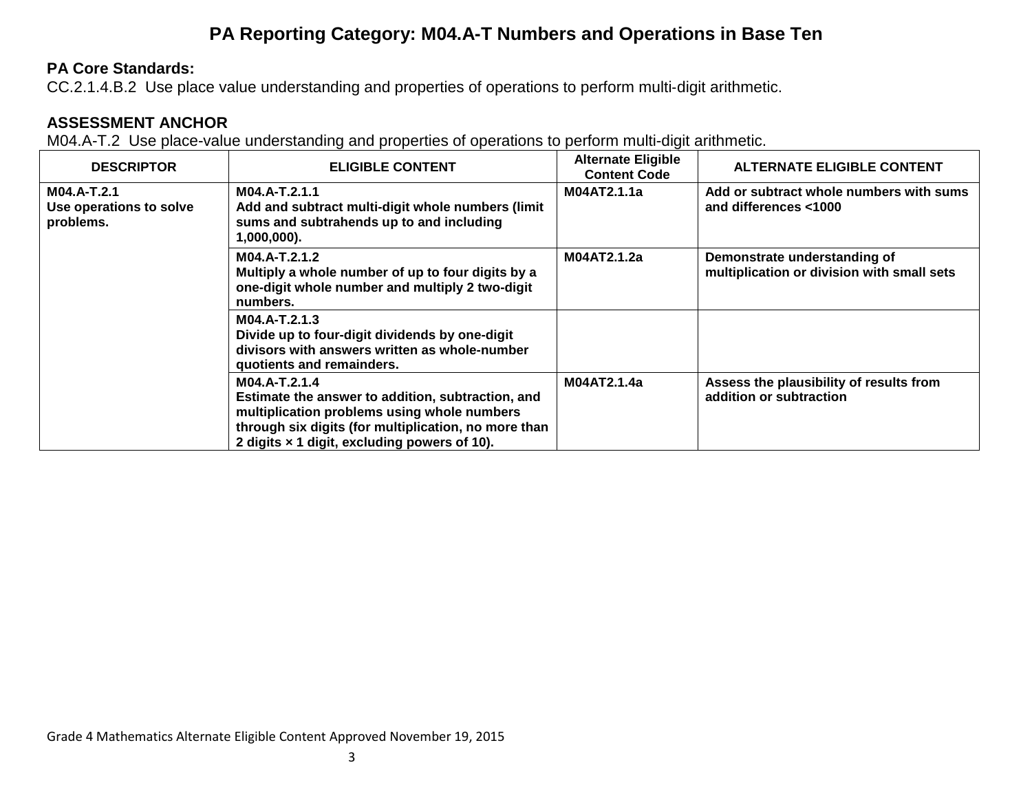# PA Reporting Category: M04.A-T Numbers and Operations in Base Ten

**PA Core Standards:**
CC.2.1.4.B.2 Use place value understanding and properties of operations to perform multi-digit arithmetic.

**ASSESSMENT ANCHOR**
M04.A-T.2 Use place-value understanding and properties of operations to perform multi-digit arithmetic.

| DESCRIPTOR | ELIGIBLE CONTENT | Alternate Eligible Content Code | ALTERNATE ELIGIBLE CONTENT |
|---|---|---|---|
| **M04.A-T.2.1 Use operations to solve problems.** | **M04.A-T.2.1.1 Add and subtract multi-digit whole numbers (limit sums and subtrahends up to and including 1,000,000).** | **M04AT2.1.1a** | **Add or subtract whole numbers with sums and differences <1000** |
| | **M04.A-T.2.1.2 Multiply a whole number of up to four digits by a one-digit whole number and multiply 2 two-digit numbers.** | **M04AT2.1.2a** | **Demonstrate understanding of multiplication or division with small sets** |
| | **M04.A-T.2.1.3 Divide up to four-digit dividends by one-digit divisors with answers written as whole-number quotients and remainders.** | | |
| | **M04.A-T.2.1.4 Estimate the answer to addition, subtraction, and multiplication problems using whole numbers through six digits (for multiplication, no more than 2 digits × 1 digit, excluding powers of 10).** | **M04AT2.1.4a** | **Assess the plausibility of results from addition or subtraction** |

Grade 4 Mathematics Alternate Eligible Content Approved November 19, 2015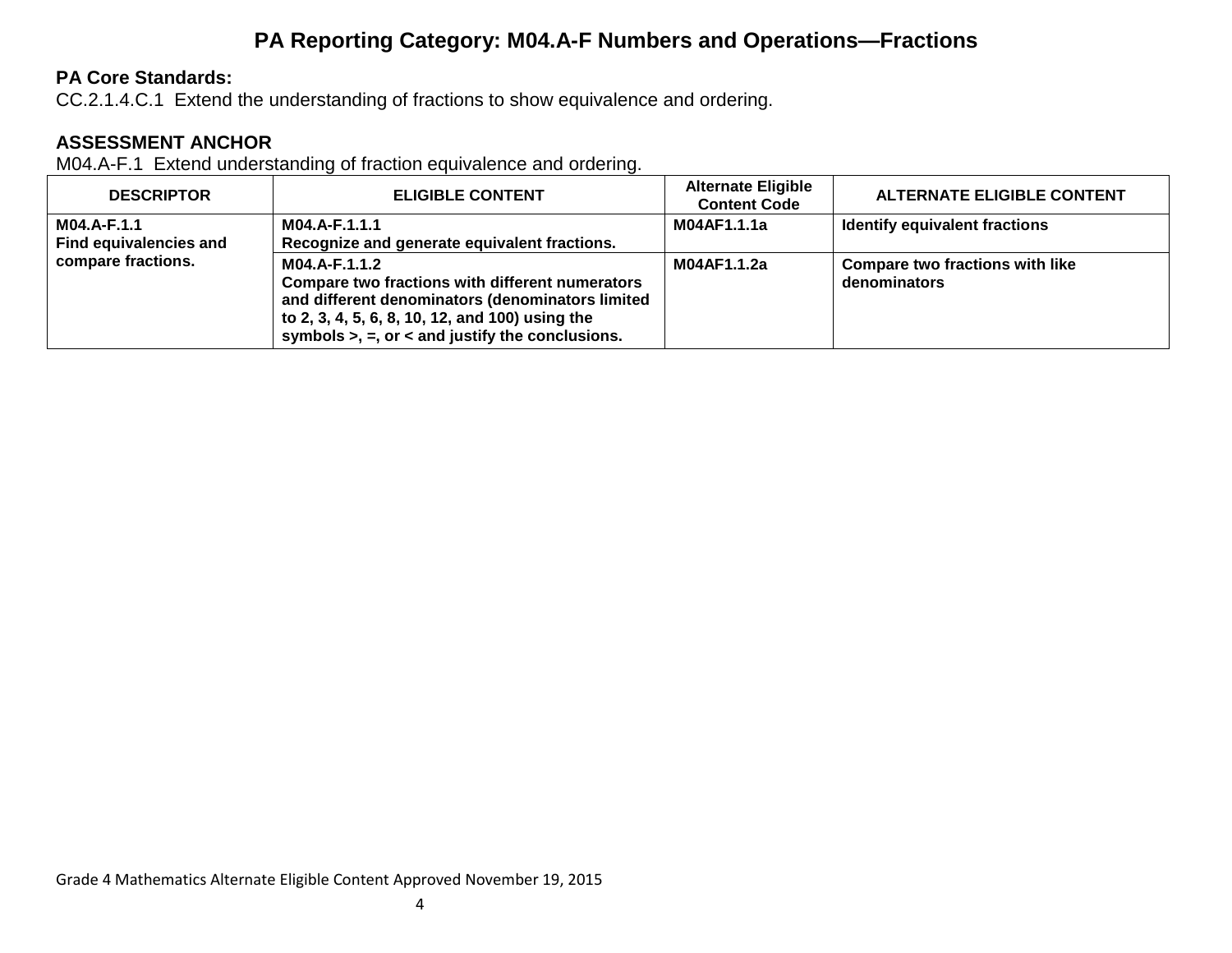# PA Reporting Category: M04.A-F Numbers and Operations—Fractions

**PA Core Standards:**
CC.2.1.4.C.1 Extend the understanding of fractions to show equivalence and ordering.

**ASSESSMENT ANCHOR**
M04.A-F.1 Extend understanding of fraction equivalence and ordering.

| DESCRIPTOR | ELIGIBLE CONTENT | Alternate Eligible Content Code | ALTERNATE ELIGIBLE CONTENT |
|---|---|---|---|
| **M04.A-F.1.1 Find equivalencies and compare fractions.** | **M04.A-F.1.1.1 Recognize and generate equivalent fractions.** | **M04AF1.1.1a** | **Identify equivalent fractions** |
| | **M04.A-F.1.1.2 Compare two fractions with different numerators and different denominators (denominators limited to 2, 3, 4, 5, 6, 8, 10, 12, and 100) using the symbols >, =, or < and justify the conclusions.** | **M04AF1.1.2a** | **Compare two fractions with like denominators** |

Grade 4 Mathematics Alternate Eligible Content Approved November 19, 2015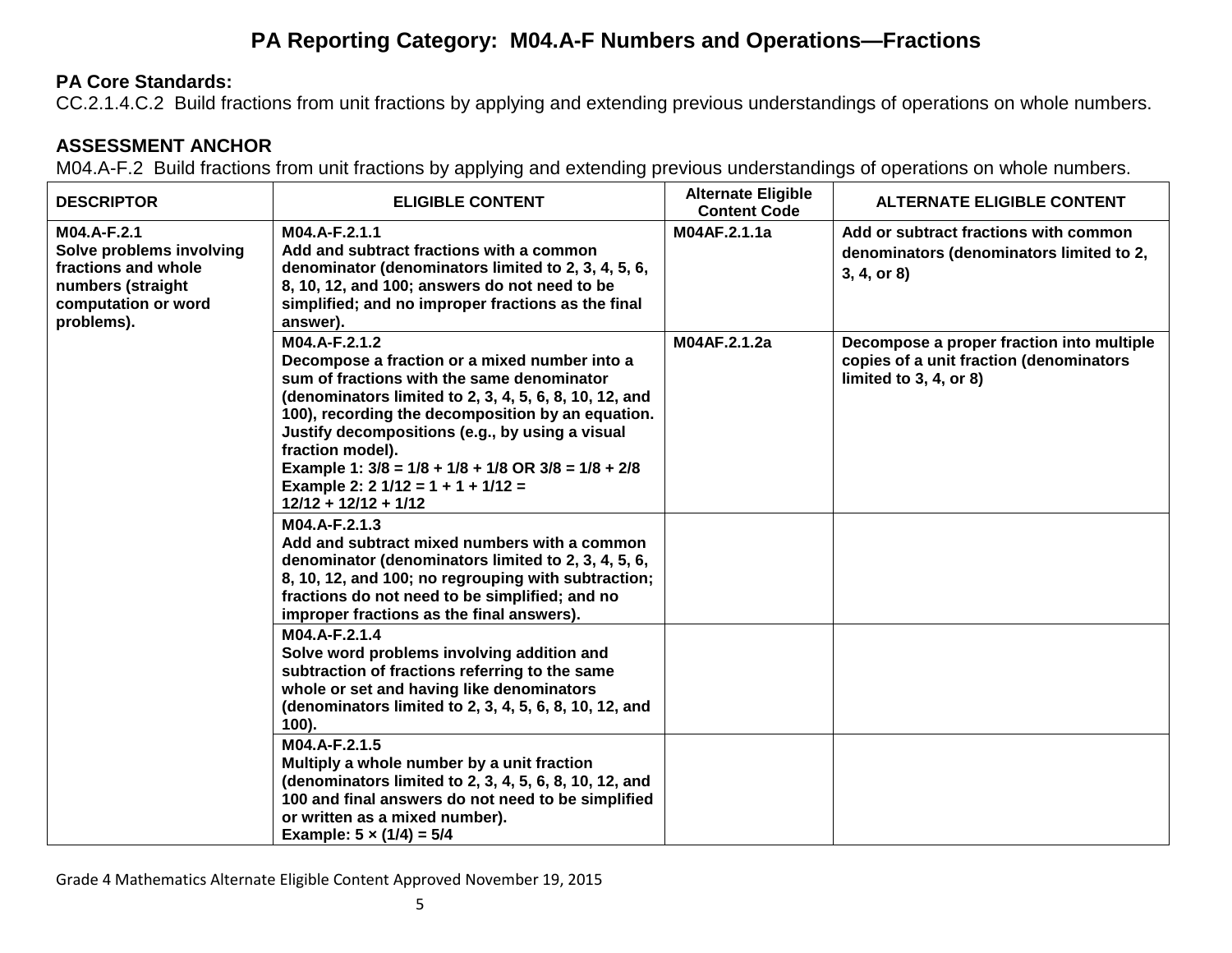# PA Reporting Category: M04.A-F Numbers and Operations—Fractions

**PA Core Standards:**
CC.2.1.4.C.2 Build fractions from unit fractions by applying and extending previous understandings of operations on whole numbers.

**ASSESSMENT ANCHOR**
M04.A-F.2 Build fractions from unit fractions by applying and extending previous understandings of operations on whole numbers.

| DESCRIPTOR | ELIGIBLE CONTENT | Alternate Eligible Content Code | ALTERNATE ELIGIBLE CONTENT |
|---|---|---|---|
| **M04.A-F.2.1** **Solve problems involving fractions and whole numbers (straight computation or word problems).** | **M04.A-F.2.1.1** **Add and subtract fractions with a common denominator (denominators limited to 2, 3, 4, 5, 6, 8, 10, 12, and 100; answers do not need to be simplified; and no improper fractions as the final answer).** | **M04AF.2.1.1a** | **Add or subtract fractions with common denominators (denominators limited to 2, 3, 4, or 8)** |
| | **M04.A-F.2.1.2** **Decompose a fraction or a mixed number into a sum of fractions with the same denominator (denominators limited to 2, 3, 4, 5, 6, 8, 10, 12, and 100), recording the decomposition by an equation. Justify decompositions (e.g., by using a visual fraction model).** **Example 1: 3/8 = 1/8 + 1/8 + 1/8 OR 3/8 = 1/8 + 2/8** **Example 2: 2 1/12 = 1 + 1 + 1/12 = 12/12 + 12/12 + 1/12** | **M04AF.2.1.2a** | **Decompose a proper fraction into multiple copies of a unit fraction (denominators limited to 3, 4, or 8)** |
| | **M04.A-F.2.1.3** **Add and subtract mixed numbers with a common denominator (denominators limited to 2, 3, 4, 5, 6, 8, 10, 12, and 100; no regrouping with subtraction; fractions do not need to be simplified; and no improper fractions as the final answers).** | | |
| | **M04.A-F.2.1.4** **Solve word problems involving addition and subtraction of fractions referring to the same whole or set and having like denominators (denominators limited to 2, 3, 4, 5, 6, 8, 10, 12, and 100).** | | |
| | **M04.A-F.2.1.5** **Multiply a whole number by a unit fraction (denominators limited to 2, 3, 4, 5, 6, 8, 10, 12, and 100 and final answers do not need to be simplified or written as a mixed number).** **Example: 5 × (1/4) = 5/4** | | |

Grade 4 Mathematics Alternate Eligible Content Approved November 19, 2015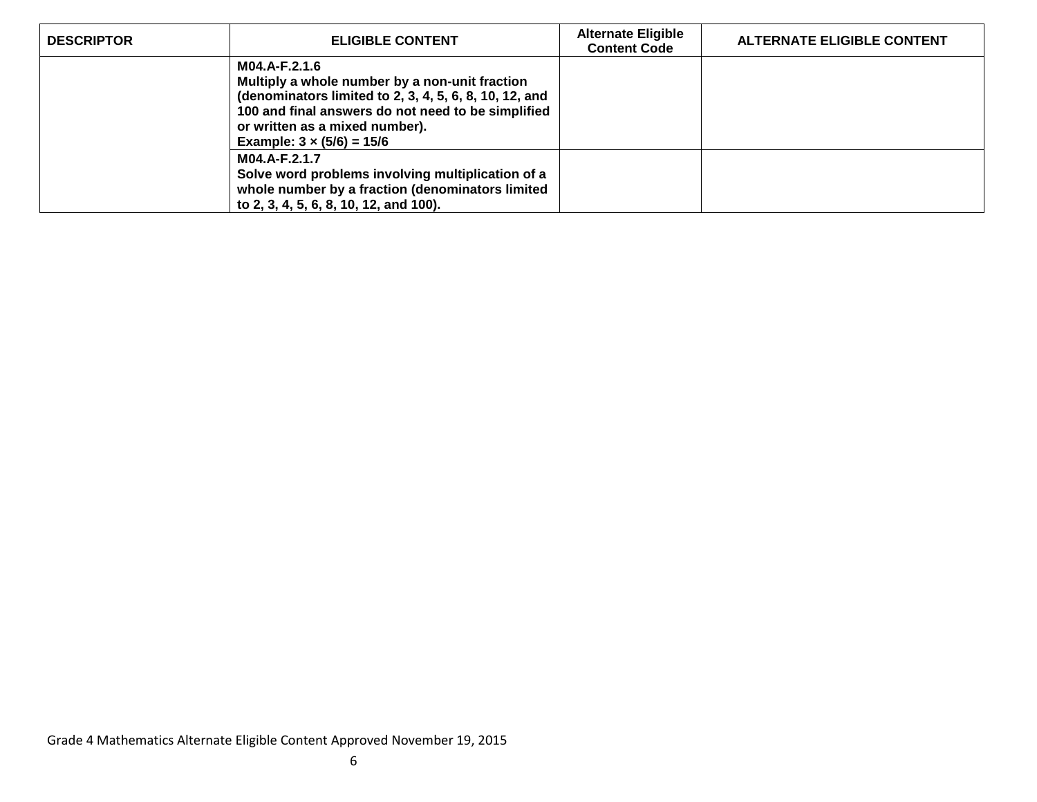| DESCRIPTOR | ELIGIBLE CONTENT | Alternate Eligible Content Code | ALTERNATE ELIGIBLE CONTENT |
|---|---|---|---|
| | **M04.A-F.2.1.6**<br>**Multiply a whole number by a non-unit fraction (denominators limited to 2, 3, 4, 5, 6, 8, 10, 12, and 100 and final answers do not need to be simplified or written as a mixed number).**<br>**Example: $3 \times (5/6) = 15/6$** | | |
| | **M04.A-F.2.1.7**<br>**Solve word problems involving multiplication of a whole number by a fraction (denominators limited to 2, 3, 4, 5, 6, 8, 10, 12, and 100).** | | |

Grade 4 Mathematics Alternate Eligible Content Approved November 19, 2015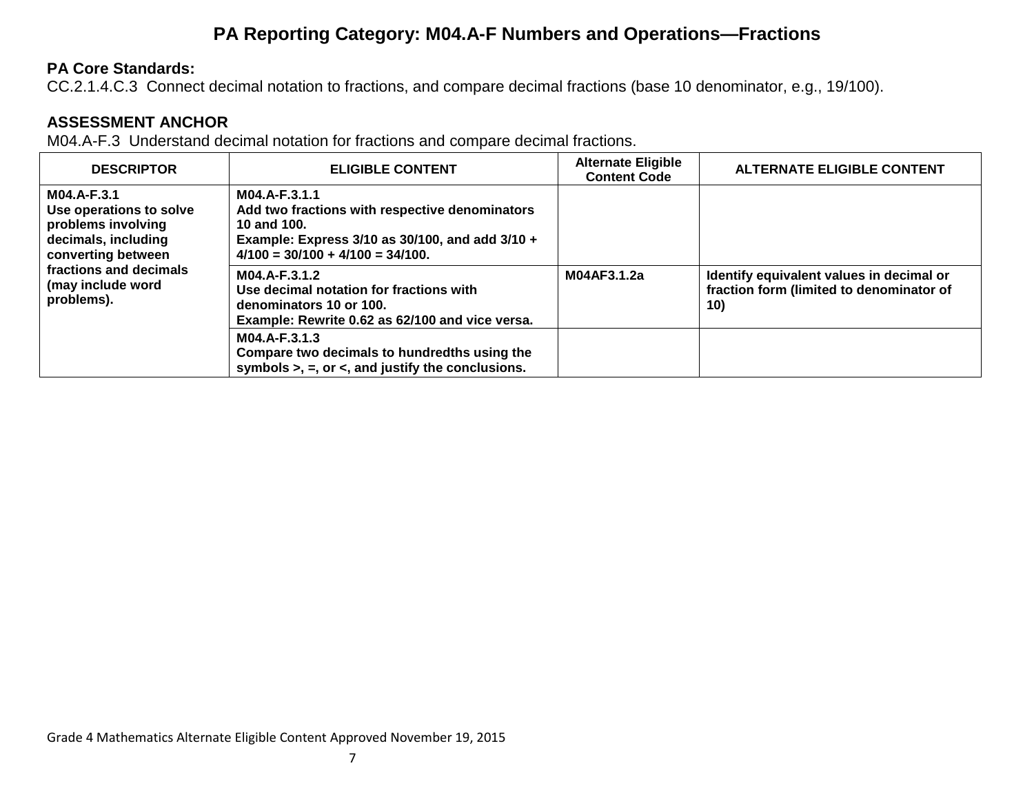# PA Reporting Category: M04.A-F Numbers and Operations—Fractions

**PA Core Standards:**
CC.2.1.4.C.3 Connect decimal notation to fractions, and compare decimal fractions (base 10 denominator, e.g., 19/100).

**ASSESSMENT ANCHOR**
M04.A-F.3 Understand decimal notation for fractions and compare decimal fractions.

| DESCRIPTOR | ELIGIBLE CONTENT | Alternate Eligible Content Code | ALTERNATE ELIGIBLE CONTENT |
|---|---|---|---|
| **M04.A-F.3.1 Use operations to solve problems involving decimals, including converting between fractions and decimals (may include word problems).** | **M04.A-F.3.1.1 Add two fractions with respective denominators 10 and 100. Example: Express 3/10 as 30/100, and add 3/10 + 4/100 = 30/100 + 4/100 = 34/100.** | | |
| | **M04.A-F.3.1.2 Use decimal notation for fractions with denominators 10 or 100. Example: Rewrite 0.62 as 62/100 and vice versa.** | **M04AF3.1.2a** | **Identify equivalent values in decimal or fraction form (limited to denominator of 10)** |
| | **M04.A-F.3.1.3 Compare two decimals to hundredths using the symbols >, =, or <, and justify the conclusions.** | | |

Grade 4 Mathematics Alternate Eligible Content Approved November 19, 2015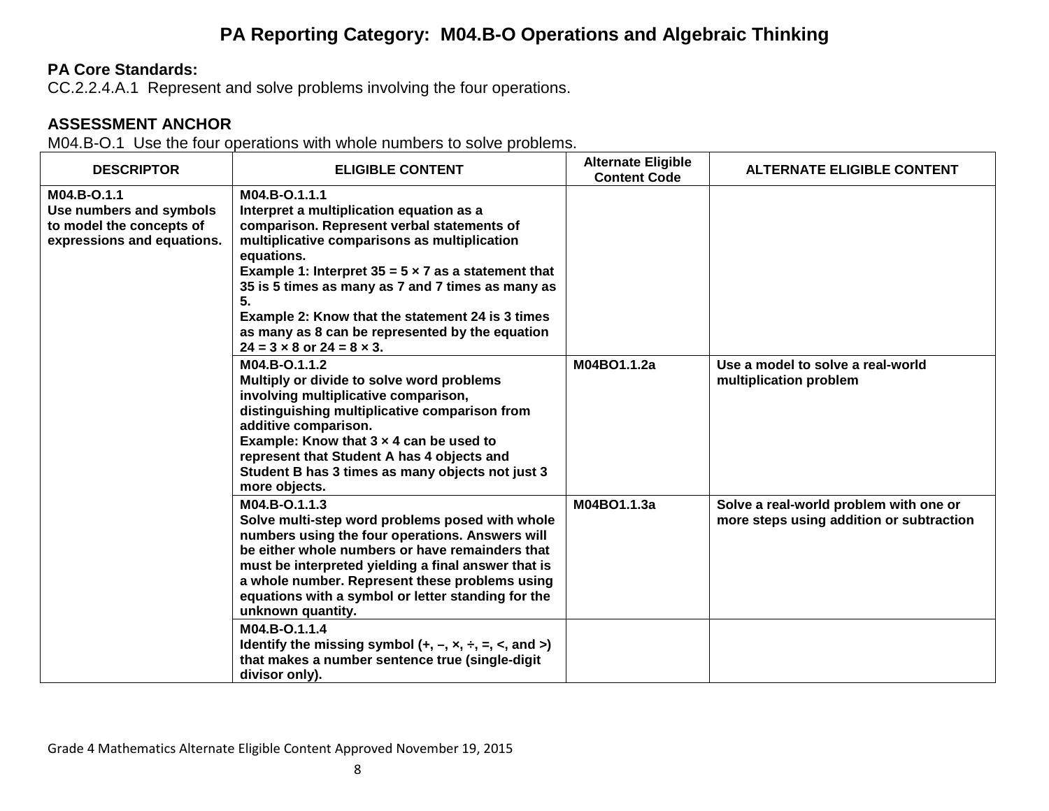# PA Reporting Category: M04.B-O Operations and Algebraic Thinking

**PA Core Standards:**
CC.2.2.4.A.1 Represent and solve problems involving the four operations.

**ASSESSMENT ANCHOR**
M04.B-O.1 Use the four operations with whole numbers to solve problems.

| DESCRIPTOR | ELIGIBLE CONTENT | Alternate Eligible Content Code | ALTERNATE ELIGIBLE CONTENT |
|---|---|---|---|
| **M04.B-O.1.1** **Use numbers and symbols to model the concepts of expressions and equations.** | **M04.B-O.1.1.1** **Interpret a multiplication equation as a comparison. Represent verbal statements of multiplicative comparisons as multiplication equations.** **Example 1: Interpret 35 = 5 × 7 as a statement that 35 is 5 times as many as 7 and 7 times as many as 5.** **Example 2: Know that the statement 24 is 3 times as many as 8 can be represented by the equation 24 = 3 × 8 or 24 = 8 × 3.** | | |
| | **M04.B-O.1.1.2** **Multiply or divide to solve word problems involving multiplicative comparison, distinguishing multiplicative comparison from additive comparison.** **Example: Know that 3 × 4 can be used to represent that Student A has 4 objects and Student B has 3 times as many objects not just 3 more objects.** | **M04BO1.1.2a** | **Use a model to solve a real-world multiplication problem** |
| | **M04.B-O.1.1.3** **Solve multi-step word problems posed with whole numbers using the four operations. Answers will be either whole numbers or have remainders that must be interpreted yielding a final answer that is a whole number. Represent these problems using equations with a symbol or letter standing for the unknown quantity.** | **M04BO1.1.3a** | **Solve a real-world problem with one or more steps using addition or subtraction** |
| | **M04.B-O.1.1.4** **Identify the missing symbol (+, –, ×, ÷, =, <, and >) that makes a number sentence true (single-digit divisor only).** | | |

Grade 4 Mathematics Alternate Eligible Content Approved November 19, 2015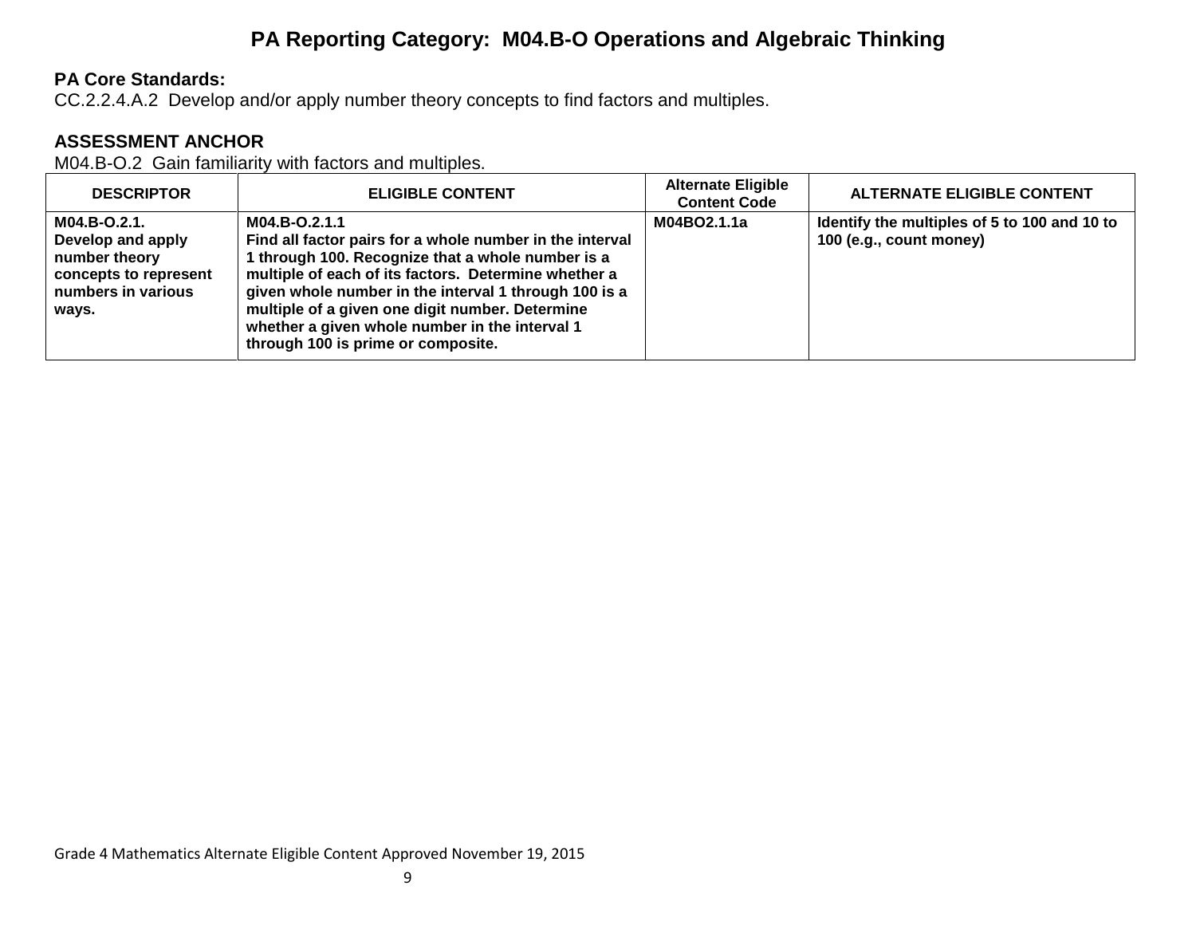# PA Reporting Category: M04.B-O Operations and Algebraic Thinking

**PA Core Standards:**
CC.2.2.4.A.2 Develop and/or apply number theory concepts to find factors and multiples.

**ASSESSMENT ANCHOR**
M04.B-O.2 Gain familiarity with factors and multiples.

| DESCRIPTOR | ELIGIBLE CONTENT | Alternate Eligible Content Code | ALTERNATE ELIGIBLE CONTENT |
|---|---|---|---|
| **M04.B-O.2.1. Develop and apply number theory concepts to represent numbers in various ways.** | **M04.B-O.2.1.1 Find all factor pairs for a whole number in the interval 1 through 100. Recognize that a whole number is a multiple of each of its factors. Determine whether a given whole number in the interval 1 through 100 is a multiple of a given one digit number. Determine whether a given whole number in the interval 1 through 100 is prime or composite.** | **M04BO2.1.1a** | **Identify the multiples of 5 to 100 and 10 to 100 (e.g., count money)** |

Grade 4 Mathematics Alternate Eligible Content Approved November 19, 2015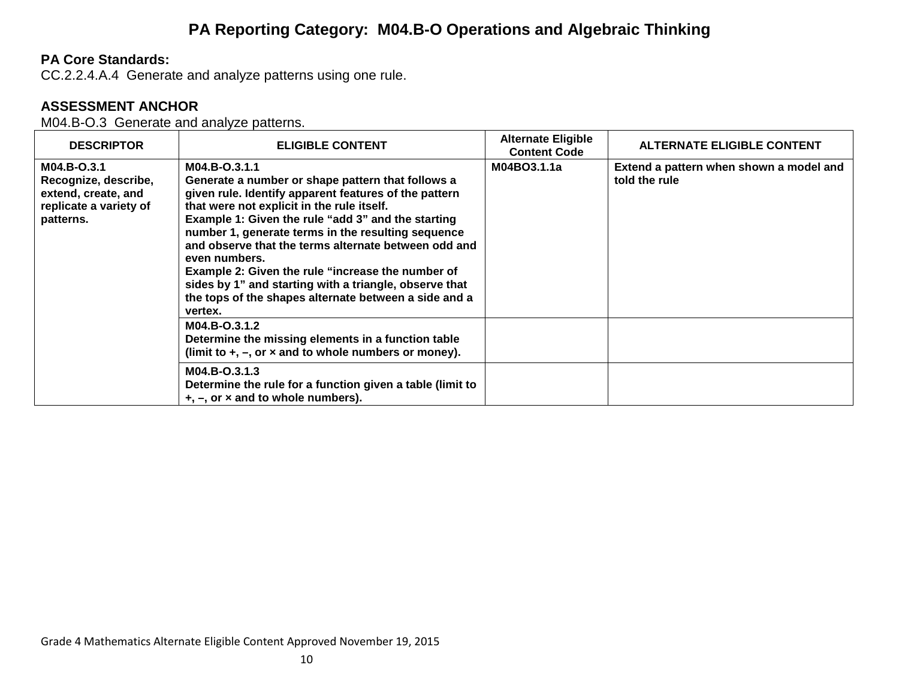# PA Reporting Category: M04.B-O Operations and Algebraic Thinking

**PA Core Standards:**
CC.2.2.4.A.4 Generate and analyze patterns using one rule.

**ASSESSMENT ANCHOR**
M04.B-O.3 Generate and analyze patterns.

| DESCRIPTOR | ELIGIBLE CONTENT | Alternate Eligible Content Code | ALTERNATE ELIGIBLE CONTENT |
|---|---|---|---|
| **M04.B-O.3.1** **Recognize, describe, extend, create, and replicate a variety of patterns.** | **M04.B-O.3.1.1** **Generate a number or shape pattern that follows a given rule. Identify apparent features of the pattern that were not explicit in the rule itself.** **Example 1: Given the rule "add 3" and the starting number 1, generate terms in the resulting sequence and observe that the terms alternate between odd and even numbers.** **Example 2: Given the rule "increase the number of sides by 1" and starting with a triangle, observe that the tops of the shapes alternate between a side and a vertex.** | **M04BO3.1.1a** | **Extend a pattern when shown a model and told the rule** |
| | **M04.B-O.3.1.2** **Determine the missing elements in a function table (limit to +, –, or × and to whole numbers or money).** | | |
| | **M04.B-O.3.1.3** **Determine the rule for a function given a table (limit to +, –, or × and to whole numbers).** | | |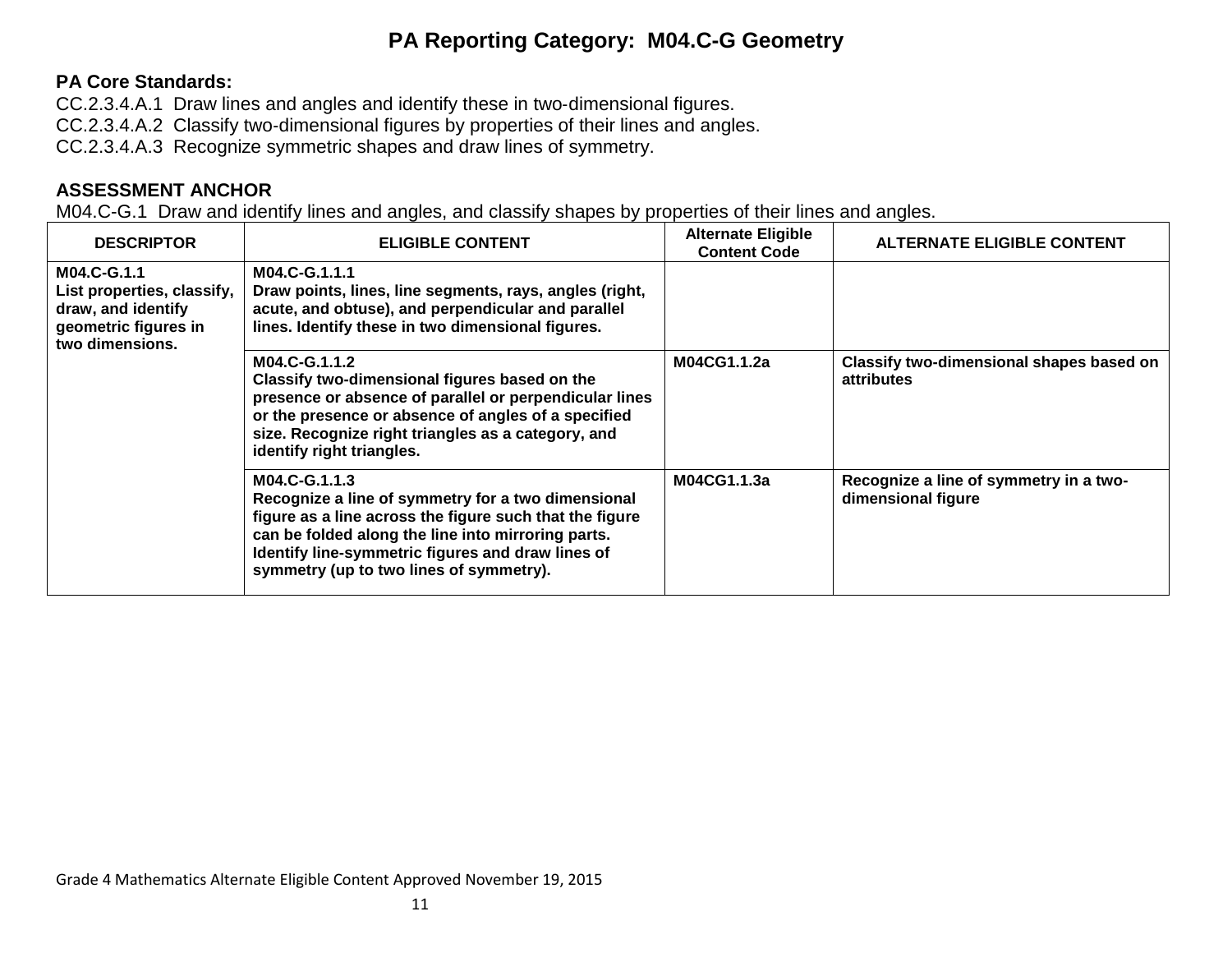# PA Reporting Category: M04.C-G Geometry

**PA Core Standards:**

CC.2.3.4.A.1 Draw lines and angles and identify these in two-dimensional figures.
CC.2.3.4.A.2 Classify two-dimensional figures by properties of their lines and angles.
CC.2.3.4.A.3 Recognize symmetric shapes and draw lines of symmetry.

**ASSESSMENT ANCHOR**

M04.C-G.1 Draw and identify lines and angles, and classify shapes by properties of their lines and angles.

| DESCRIPTOR | ELIGIBLE CONTENT | Alternate Eligible Content Code | ALTERNATE ELIGIBLE CONTENT |
|---|---|---|---|
| **M04.C-G.1.1** **List properties, classify, draw, and identify geometric figures in two dimensions.** | **M04.C-G.1.1.1** **Draw points, lines, line segments, rays, angles (right, acute, and obtuse), and perpendicular and parallel lines. Identify these in two dimensional figures.** | | |
| | **M04.C-G.1.1.2** **Classify two-dimensional figures based on the presence or absence of parallel or perpendicular lines or the presence or absence of angles of a specified size. Recognize right triangles as a category, and identify right triangles.** | **M04CG1.1.2a** | **Classify two-dimensional shapes based on attributes** |
| | **M04.C-G.1.1.3** **Recognize a line of symmetry for a two dimensional figure as a line across the figure such that the figure can be folded along the line into mirroring parts. Identify line-symmetric figures and draw lines of symmetry (up to two lines of symmetry).** | **M04CG1.1.3a** | **Recognize a line of symmetry in a two-dimensional figure** |

Grade 4 Mathematics Alternate Eligible Content Approved November 19, 2015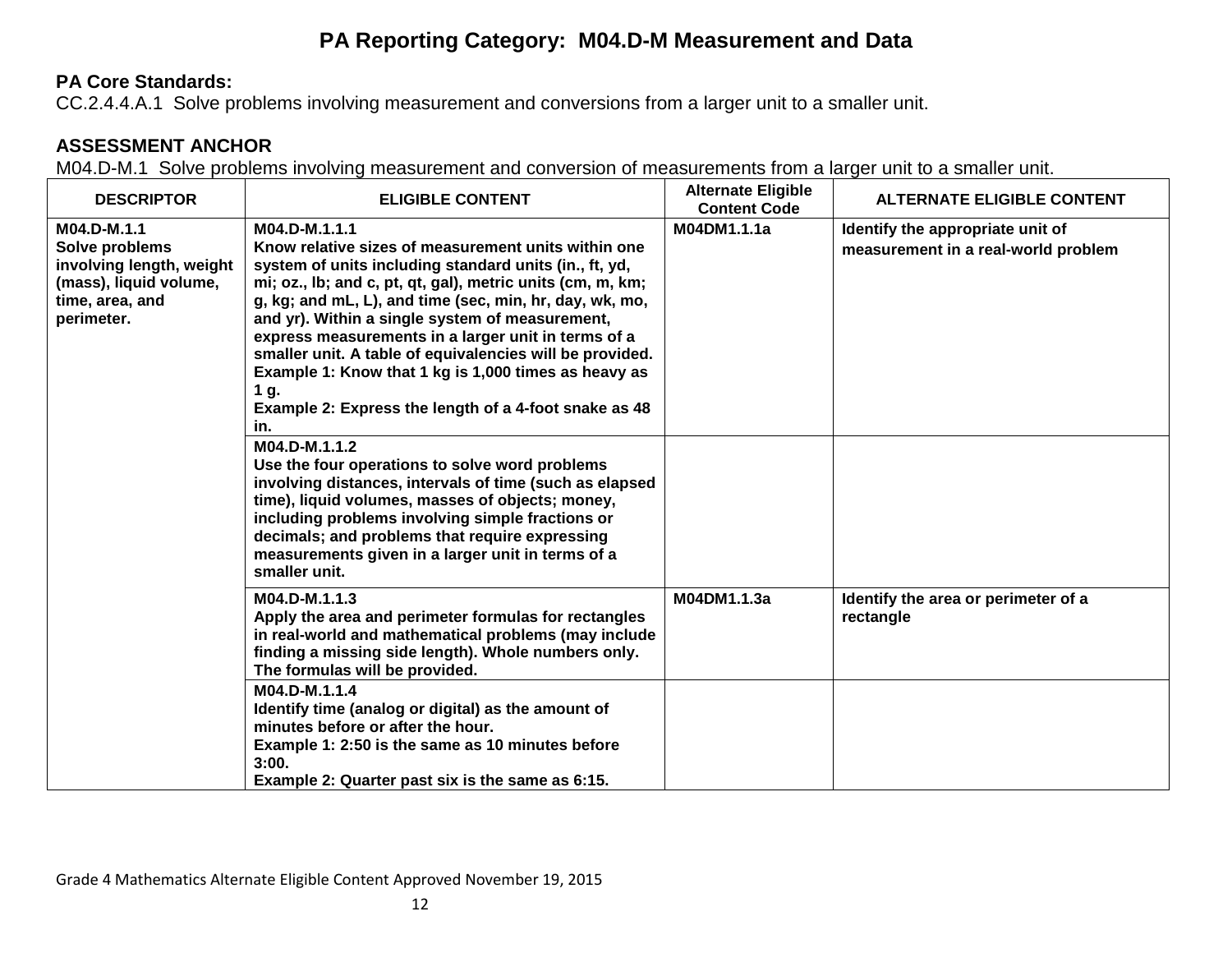# PA Reporting Category: M04.D-M Measurement and Data

**PA Core Standards:**
CC.2.4.4.A.1 Solve problems involving measurement and conversions from a larger unit to a smaller unit.

**ASSESSMENT ANCHOR**
M04.D-M.1 Solve problems involving measurement and conversion of measurements from a larger unit to a smaller unit.

| DESCRIPTOR | ELIGIBLE CONTENT | Alternate Eligible Content Code | ALTERNATE ELIGIBLE CONTENT |
|---|---|---|---|
| **M04.D-M.1.1 Solve problems involving length, weight (mass), liquid volume, time, area, and perimeter.** | **M04.D-M.1.1.1 Know relative sizes of measurement units within one system of units including standard units (in., ft, yd, mi; oz., lb; and c, pt, qt, gal), metric units (cm, m, km; g, kg; and mL, L), and time (sec, min, hr, day, wk, mo, and yr). Within a single system of measurement, express measurements in a larger unit in terms of a smaller unit. A table of equivalencies will be provided. Example 1: Know that 1 kg is 1,000 times as heavy as 1 g. Example 2: Express the length of a 4-foot snake as 48 in.** | **M04DM1.1.1a** | **Identify the appropriate unit of measurement in a real-world problem** |
| | **M04.D-M.1.1.2 Use the four operations to solve word problems involving distances, intervals of time (such as elapsed time), liquid volumes, masses of objects; money, including problems involving simple fractions or decimals; and problems that require expressing measurements given in a larger unit in terms of a smaller unit.** | | |
| | **M04.D-M.1.1.3 Apply the area and perimeter formulas for rectangles in real-world and mathematical problems (may include finding a missing side length). Whole numbers only. The formulas will be provided.** | **M04DM1.1.3a** | **Identify the area or perimeter of a rectangle** |
| | **M04.D-M.1.1.4 Identify time (analog or digital) as the amount of minutes before or after the hour. Example 1: 2:50 is the same as 10 minutes before 3:00. Example 2: Quarter past six is the same as 6:15.** | | |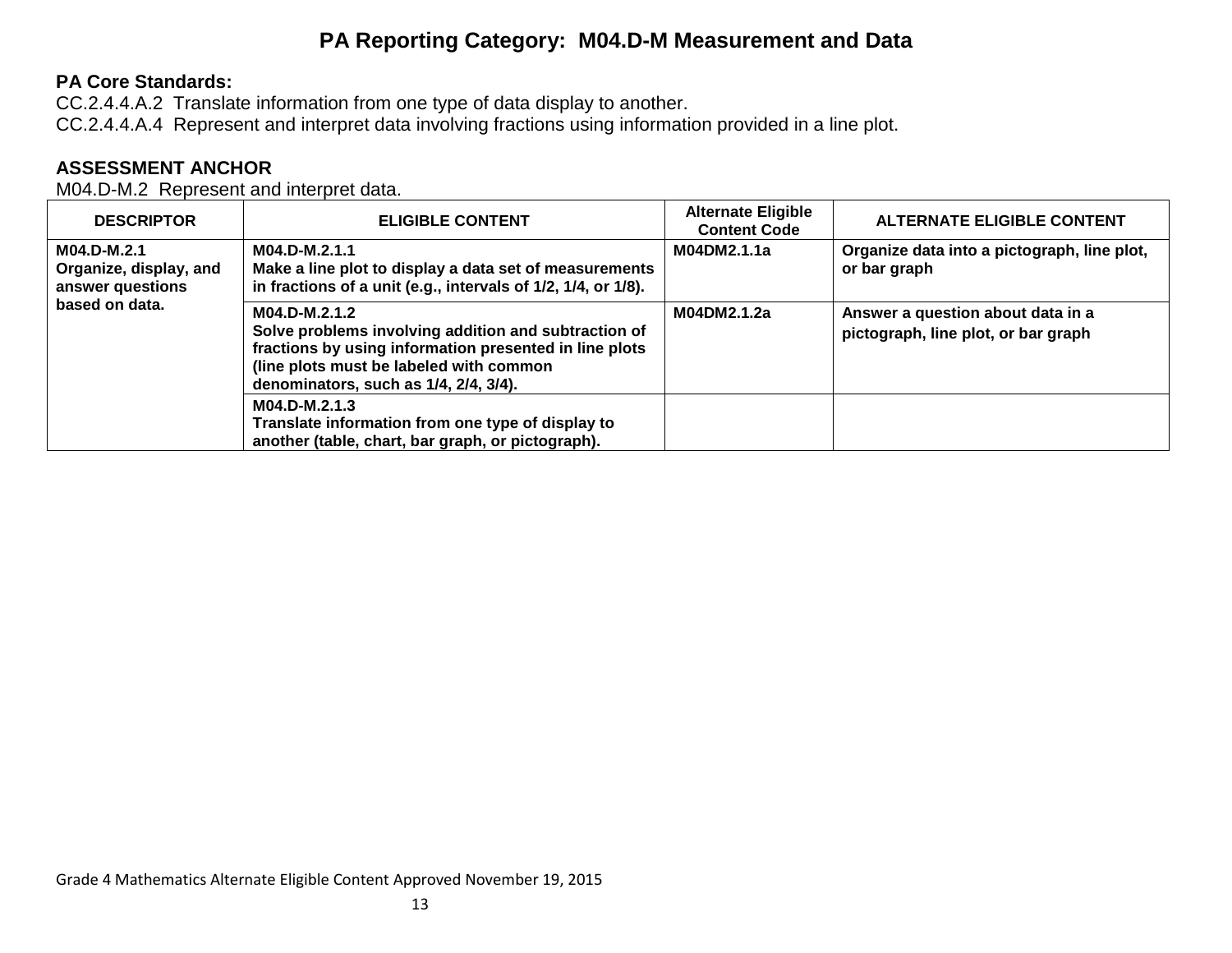# PA Reporting Category: M04.D-M Measurement and Data

**PA Core Standards:**

CC.2.4.4.A.2 Translate information from one type of data display to another.

CC.2.4.4.A.4 Represent and interpret data involving fractions using information provided in a line plot.

**ASSESSMENT ANCHOR**

M04.D-M.2 Represent and interpret data.

| DESCRIPTOR | ELIGIBLE CONTENT | Alternate Eligible Content Code | ALTERNATE ELIGIBLE CONTENT |
|---|---|---|---|
| **M04.D-M.2.1 Organize, display, and answer questions based on data.** | **M04.D-M.2.1.1 Make a line plot to display a data set of measurements in fractions of a unit (e.g., intervals of 1/2, 1/4, or 1/8).** | **M04DM2.1.1a** | **Organize data into a pictograph, line plot, or bar graph** |
| | **M04.D-M.2.1.2 Solve problems involving addition and subtraction of fractions by using information presented in line plots (line plots must be labeled with common denominators, such as 1/4, 2/4, 3/4).** | **M04DM2.1.2a** | **Answer a question about data in a pictograph, line plot, or bar graph** |
| | **M04.D-M.2.1.3 Translate information from one type of display to another (table, chart, bar graph, or pictograph).** | | |

Grade 4 Mathematics Alternate Eligible Content Approved November 19, 2015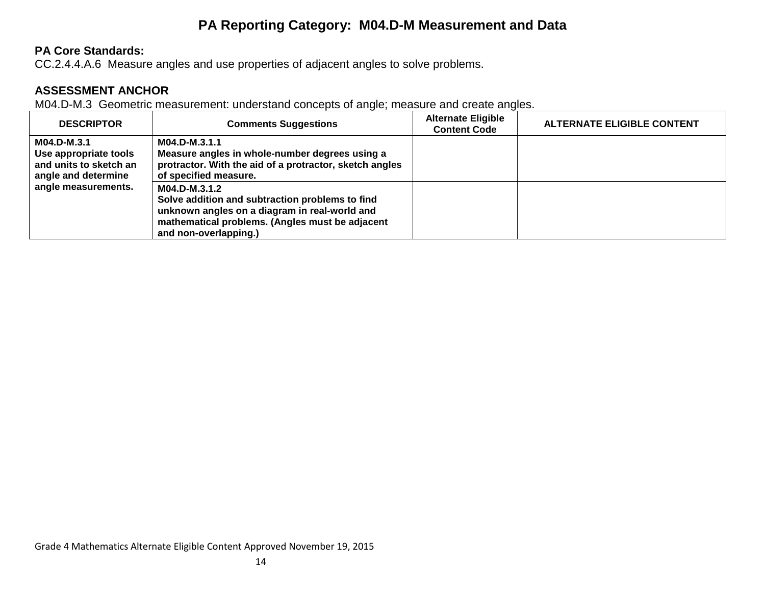# PA Reporting Category: M04.D-M Measurement and Data

**PA Core Standards:**
CC.2.4.4.A.6 Measure angles and use properties of adjacent angles to solve problems.

**ASSESSMENT ANCHOR**
M04.D-M.3 Geometric measurement: understand concepts of angle; measure and create angles.

| DESCRIPTOR | Comments Suggestions | Alternate Eligible Content Code | ALTERNATE ELIGIBLE CONTENT |
|---|---|---|---|
| **M04.D-M.3.1 Use appropriate tools and units to sketch an angle and determine angle measurements.** | **M04.D-M.3.1.1 Measure angles in whole-number degrees using a protractor. With the aid of a protractor, sketch angles of specified measure.** | | |
| | **M04.D-M.3.1.2 Solve addition and subtraction problems to find unknown angles on a diagram in real-world and mathematical problems. (Angles must be adjacent and non-overlapping.)** | | |

Grade 4 Mathematics Alternate Eligible Content Approved November 19, 2015